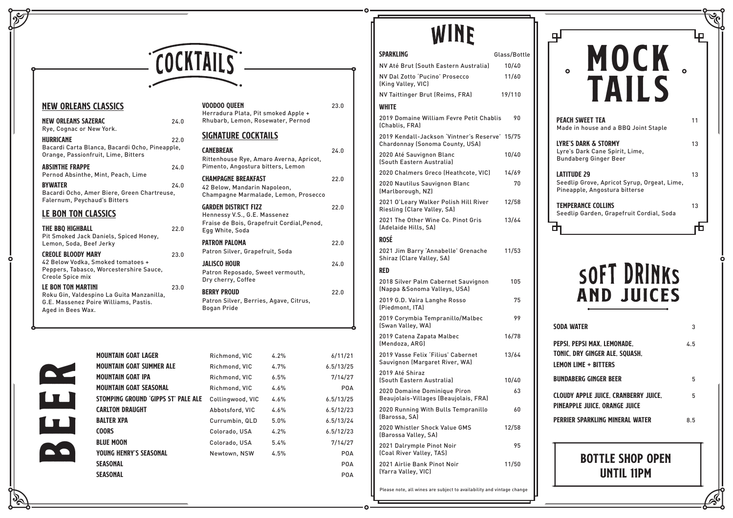# COCKTAILS

## NEW ORLEANS CLASSICS

**NEW ORLEANS SAZERAC** 24.0
Rye, Cognac or New York.

**HURRICANE** 22.0
Bacardi Carta Blanca, Bacardi Ocho, Pineapple, Orange, Passionfruit, Lime, Bitters

**ABSINTHE FRAPPE** 24.0
Pernod Absinthe, Mint, Peach, Lime

**BYWATER** 24.0
Bacardi Ocho, Amer Biere, Green Chartreuse, Falernum, Peychaud's Bitters

## LE BON TON CLASSICS

**THE BBQ HIGHBALL** 22.0
Pit Smoked Jack Daniels, Spiced Honey, Lemon, Soda, Beef Jerky

**CREOLE BLOODY MARY** 23.0
42 Below Vodka, Smoked tomatoes + Peppers, Tabasco, Worcestershire Sauce, Creole Spice mix

**LE BON TON MARTINI** 23.0
Roku Gin, Valdespino La Guita Manzanilla, G.E. Massenez Poire Williams, Pastis. Aged in Bees Wax.

**VOODOO QUEEN** 23.0
Herradura Plata, Pit smoked Apple + Rhubarb, Lemon, Rosewater, Pernod

## SIGNATURE COCKTAILS

**CANEBREAK** 24.0
Rittenhouse Rye, Amaro Averna, Apricot, Pimento, Angostura bitters, Lemon

**CHAMPAGNE BREAKFAST** 22.0
42 Below, Mandarin Napoleon, Champagne Marmalade, Lemon, Prosecco

**GARDEN DISTRICT FIZZ** 22.0
Hennessy V.S., G.E. Massenez Fraise de Bois, Grapefruit Cordial,Penod, Egg White, Soda

**PATRON PALOMA** 22.0
Patron Silver, Grapefruit, Soda

**JALISCO HOUR** 24.0
Patron Reposado, Sweet vermouth, Dry cherry, Coffee

**BERRY PROUD** 22.0
Patron Silver, Berries, Agave, Citrus, Bogan Pride

# BEER

| | | | |
|---|---|---|---|
| MOUNTAIN GOAT LAGER | Richmond, VIC | 4.2% | 6/11/21 |
| MOUNTAIN GOAT SUMMER ALE | Richmond, VIC | 4.7% | 6.5/13/25 |
| MOUNTAIN GOAT IPA | Richmond, VIC | 6.5% | 7/14/27 |
| MOUNTAIN GOAT SEASONAL | Richmond, VIC | 4.6% | POA |
| STOMPING GROUND 'GIPPS ST' PALE ALE | Collingwood, VIC | 4.6% | 6.5/13/25 |
| CARLTON DRAUGHT | Abbotsford, VIC | 4.6% | 6.5/12/23 |
| BALTER XPA | Currumbin, QLD | 5.0% | 6.5/13/24 |
| COORS | Colorado, USA | 4.2% | 6.5/12/23 |
| BLUE MOON | Colorado, USA | 5.4% | 7/14/27 |
| YOUNG HENRY'S SEASONAL | Newtown, NSW | 4.5% | POA |
| SEASONAL | | | POA |
| SEASONAL | | | POA |

# WINE

| SPARKLING | Glass/Bottle |
|---|---|
| NV Até Brut (South Eastern Australia) | 10/40 |
| NV Dal Zotto 'Pucino' Prosecco (King Valley, VIC) | 11/60 |
| NV Taittinger Brut (Reims, FRA) | 19/110 |
| **WHITE** | |
| 2019 Domaine William Fevre Petit Chablis (Chablis, FRA) | 90 |
| 2019 Kendall-Jackson 'Vintner's Reserve' Chardonnay (Sonoma County, USA) | 15/75 |
| 2020 Até Sauvignon Blanc (South Eastern Australia) | 10/40 |
| 2020 Chalmers Greco (Heathcote, VIC) | 14/69 |
| 2020 Nautilus Sauvignon Blanc (Marlborough, NZ) | 70 |
| 2021 O'Leary Walker Polish Hill River Riesling (Clare Valley, SA) | 12/58 |
| 2021 The Other Wine Co. Pinot Gris (Adelaide Hills, SA) | 13/64 |
| **ROSÉ** | |
| 2021 Jim Barry 'Annabelle' Grenache Shiraz (Clare Valley, SA) | 11/53 |
| **RED** | |
| 2018 Silver Palm Cabernet Sauvignon (Nappa &Sonoma Valleys, USA) | 105 |
| 2019 G.D. Vaira Langhe Rosso (Piedmont, ITA) | 75 |
| 2019 Corymbia Tempranillo/Malbec (Swan Valley, WA) | 99 |
| 2019 Catena Zapata Malbec (Mendoza, ARG) | 16/78 |
| 2019 Vasse Felix 'Filius' Cabernet Sauvignon (Margaret River, WA) | 13/64 |
| 2019 Até Shiraz (South Eastern Australia) | 10/40 |
| 2020 Domaine Dominique Piron Beaujolais-Villages (Beaujolais, FRA) | 63 |
| 2020 Running With Bulls Tempranillo (Barossa, SA) | 60 |
| 2020 Whistler Shock Value GMS (Barossa Valley, SA) | 12/58 |
| 2021 Dalrymple Pinot Noir (Coal River Valley, TAS) | 95 |
| 2021 Airlie Bank Pinot Noir (Yarra Valley, VIC) | 11/50 |

Please note, all wines are subject to availability and vintage change

# MOCKTAILS

**PEACH SWEET TEA** 11
Made in house and a BBQ Joint Staple

**LYRE'S DARK & STORMY** 13
Lyre's Dark Cane Spirit, Lime, Bundaberg Ginger Beer

**LATITUDE 29** 13
Seedlip Grove, Apricot Syrup, Orgeat, Lime, Pineapple, Angostura bitterse

**TEMPERANCE COLLINS** 13
Seedlip Garden, Grapefruit Cordial, Soda

# SOFT DRINKS AND JUICES

| | |
|---|---|
| SODA WATER | 3 |
| PEPSI, PEPSI MAX, LEMONADE, TONIC, DRY GINGER ALE, SQUASH, LEMON LIME + BITTERS | 4.5 |
| BUNDABERG GINGER BEER | 5 |
| CLOUDY APPLE JUICE, CRANBERRY JUICE, PINEAPPLE JUICE, ORANGE JUICE | 5 |
| PERRIER SPARKLING MINERAL WATER | 8.5 |

**BOTTLE SHOP OPEN UNTIL 11PM**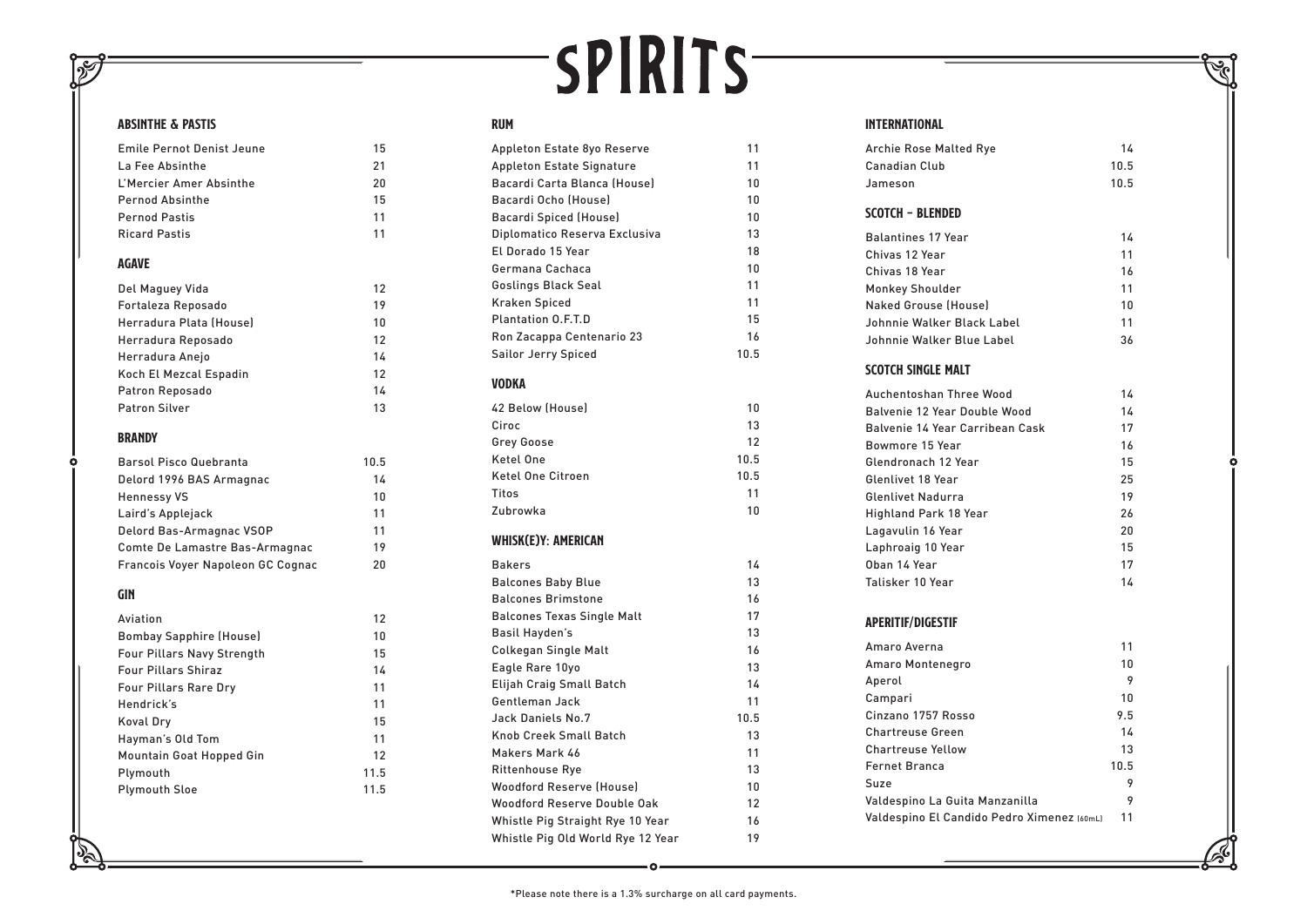# SPIRITS

## ABSINTHE & PASTIS

| | |
|---|---|
| Emile Pernot Denist Jeune | 15 |
| La Fee Absinthe | 21 |
| L'Mercier Amer Absinthe | 20 |
| Pernod Absinthe | 15 |
| Pernod Pastis | 11 |
| Ricard Pastis | 11 |

## AGAVE

| | |
|---|---|
| Del Maguey Vida | 12 |
| Fortaleza Reposado | 19 |
| Herradura Plata (House) | 10 |
| Herradura Reposado | 12 |
| Herradura Anejo | 14 |
| Koch El Mezcal Espadin | 12 |
| Patron Reposado | 14 |
| Patron Silver | 13 |

## BRANDY

| | |
|---|---|
| Barsol Pisco Quebranta | 10.5 |
| Delord 1996 BAS Armagnac | 14 |
| Hennessy VS | 10 |
| Laird's Applejack | 11 |
| Delord Bas-Armagnac VSOP | 11 |
| Comte De Lamastre Bas-Armagnac | 19 |
| Francois Voyer Napoleon GC Cognac | 20 |

## GIN

| | |
|---|---|
| Aviation | 12 |
| Bombay Sapphire (House) | 10 |
| Four Pillars Navy Strength | 15 |
| Four Pillars Shiraz | 14 |
| Four Pillars Rare Dry | 11 |
| Hendrick's | 11 |
| Koval Dry | 15 |
| Hayman's Old Tom | 11 |
| Mountain Goat Hopped Gin | 12 |
| Plymouth | 11.5 |
| Plymouth Sloe | 11.5 |

## RUM

| | |
|---|---|
| Appleton Estate 8yo Reserve | 11 |
| Appleton Estate Signature | 11 |
| Bacardi Carta Blanca (House) | 10 |
| Bacardi Ocho (House) | 10 |
| Bacardi Spiced (House) | 10 |
| Diplomatico Reserva Exclusiva | 13 |
| El Dorado 15 Year | 18 |
| Germana Cachaca | 10 |
| Goslings Black Seal | 11 |
| Kraken Spiced | 11 |
| Plantation O.F.T.D | 15 |
| Ron Zacappa Centenario 23 | 16 |
| Sailor Jerry Spiced | 10.5 |

## VODKA

| | |
|---|---|
| 42 Below (House) | 10 |
| Ciroc | 13 |
| Grey Goose | 12 |
| Ketel One | 10.5 |
| Ketel One Citroen | 10.5 |
| Titos | 11 |
| Zubrowka | 10 |

## WHISK(E)Y: AMERICAN

| | |
|---|---|
| Bakers | 14 |
| Balcones Baby Blue | 13 |
| Balcones Brimstone | 16 |
| Balcones Texas Single Malt | 17 |
| Basil Hayden's | 13 |
| Colkegan Single Malt | 16 |
| Eagle Rare 10yo | 13 |
| Elijah Craig Small Batch | 14 |
| Gentleman Jack | 11 |
| Jack Daniels No.7 | 10.5 |
| Knob Creek Small Batch | 13 |
| Makers Mark 46 | 11 |
| Rittenhouse Rye | 13 |
| Woodford Reserve (House) | 10 |
| Woodford Reserve Double Oak | 12 |
| Whistle Pig Straight Rye 10 Year | 16 |
| Whistle Pig Old World Rye 12 Year | 19 |

## INTERNATIONAL

| | |
|---|---|
| Archie Rose Malted Rye | 14 |
| Canadian Club | 10.5 |
| Jameson | 10.5 |

## SCOTCH – BLENDED

| | |
|---|---|
| Balantines 17 Year | 14 |
| Chivas 12 Year | 11 |
| Chivas 18 Year | 16 |
| Monkey Shoulder | 11 |
| Naked Grouse (House) | 10 |
| Johnnie Walker Black Label | 11 |
| Johnnie Walker Blue Label | 36 |

## SCOTCH SINGLE MALT

| | |
|---|---|
| Auchentoshan Three Wood | 14 |
| Balvenie 12 Year Double Wood | 14 |
| Balvenie 14 Year Carribean Cask | 17 |
| Bowmore 15 Year | 16 |
| Glendronach 12 Year | 15 |
| Glenlivet 18 Year | 25 |
| Glenlivet Nadurra | 19 |
| Highland Park 18 Year | 26 |
| Lagavulin 16 Year | 20 |
| Laphroaig 10 Year | 15 |
| Oban 14 Year | 17 |
| Talisker 10 Year | 14 |

## APERITIF/DIGESTIF

| | |
|---|---|
| Amaro Averna | 11 |
| Amaro Montenegro | 10 |
| Aperol | 9 |
| Campari | 10 |
| Cinzano 1757 Rosso | 9.5 |
| Chartreuse Green | 14 |
| Chartreuse Yellow | 13 |
| Fernet Branca | 10.5 |
| Suze | 9 |
| Valdespino La Guita Manzanilla | 9 |
| Valdespino El Candido Pedro Ximenez (60mL) | 11 |

*Please note there is a 1.3% surcharge on all card payments.